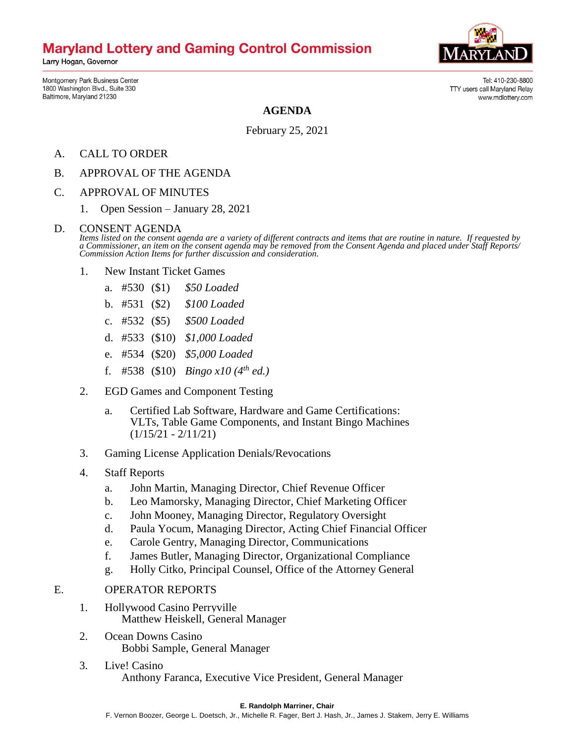# Maryland Lottery and Gaming Control Commission

Larry Hogan, Governor

Montgomery Park Business Center
1800 Washington Blvd., Suite 330
Baltimore, Maryland 21230

Tel: 410-230-8800
TTY users call Maryland Relay
www.mdlottery.com

## AGENDA

February 25, 2021

A. CALL TO ORDER

B. APPROVAL OF THE AGENDA

C. APPROVAL OF MINUTES

1. Open Session – January 28, 2021

D. CONSENT AGENDA

*Items listed on the consent agenda are a variety of different contracts and items that are routine in nature. If requested by a Commissioner, an item on the consent agenda may be removed from the Consent Agenda and placed under Staff Reports/ Commission Action Items for further discussion and consideration.*

1. New Instant Ticket Games
    - a. #530 ($1) *$50 Loaded*
    - b. #531 ($2) *$100 Loaded*
    - c. #532 ($5) *$500 Loaded*
    - d. #533 ($10) *$1,000 Loaded*
    - e. #534 ($20) *$5,000 Loaded*
    - f. #538 ($10) *Bingo x10 (4th ed.)*
2. EGD Games and Component Testing
    - a. Certified Lab Software, Hardware and Game Certifications: VLTs, Table Game Components, and Instant Bingo Machines (1/15/21 - 2/11/21)
3. Gaming License Application Denials/Revocations
4. Staff Reports
    - a. John Martin, Managing Director, Chief Revenue Officer
    - b. Leo Mamorsky, Managing Director, Chief Marketing Officer
    - c. John Mooney, Managing Director, Regulatory Oversight
    - d. Paula Yocum, Managing Director, Acting Chief Financial Officer
    - e. Carole Gentry, Managing Director, Communications
    - f. James Butler, Managing Director, Organizational Compliance
    - g. Holly Citko, Principal Counsel, Office of the Attorney General

E. OPERATOR REPORTS

1. Hollywood Casino Perryville
   Matthew Heiskell, General Manager
2. Ocean Downs Casino
   Bobbi Sample, General Manager
3. Live! Casino
   Anthony Faranca, Executive Vice President, General Manager

**E. Randolph Marriner, Chair**

F. Vernon Boozer, George L. Doetsch, Jr., Michelle R. Fager, Bert J. Hash, Jr., James J. Stakem, Jerry E. Williams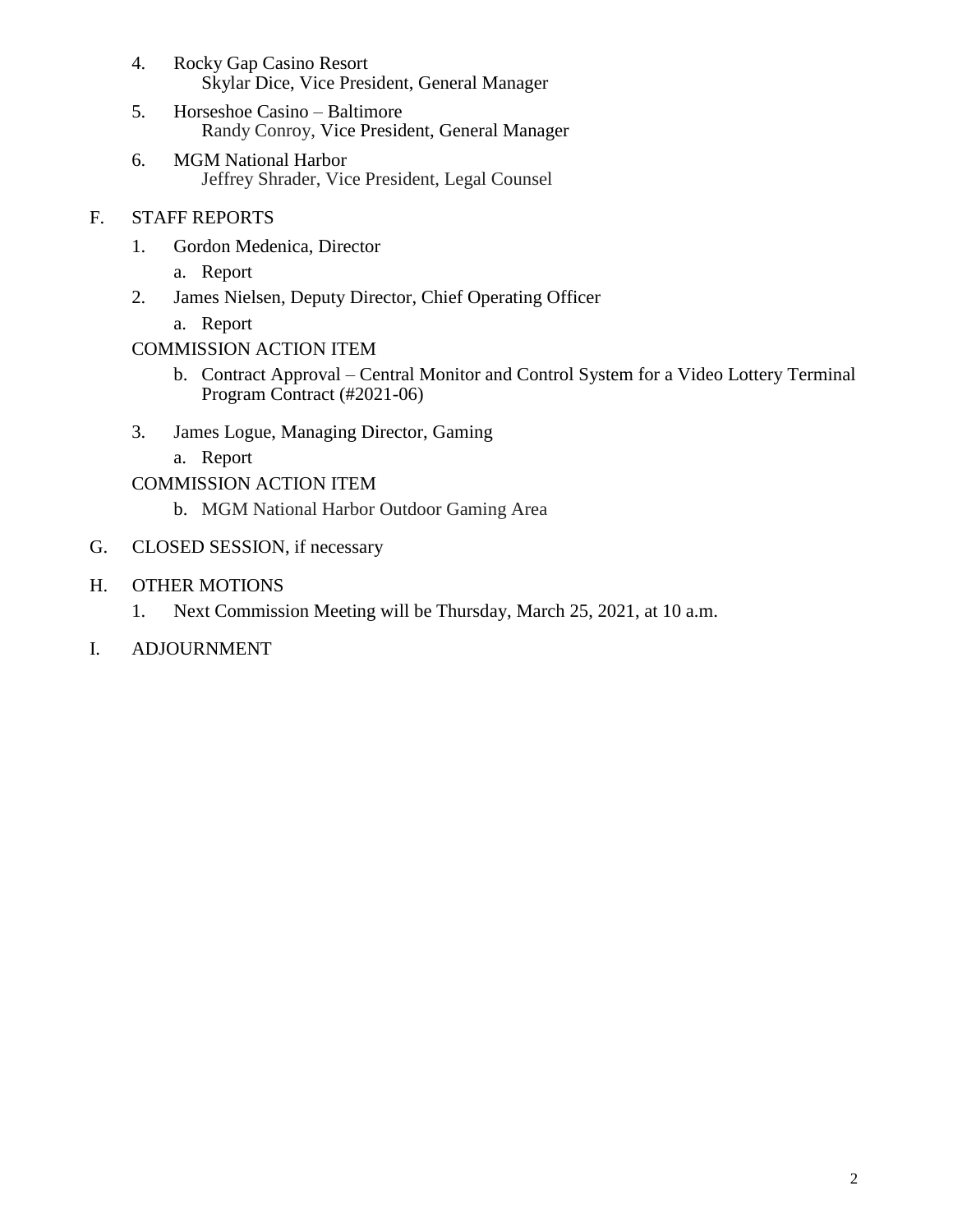4. Rocky Gap Casino Resort
   Skylar Dice, Vice President, General Manager

5. Horseshoe Casino – Baltimore
   Randy Conroy, Vice President, General Manager

6. MGM National Harbor
   Jeffrey Shrader, Vice President, Legal Counsel

F. STAFF REPORTS

1. Gordon Medenica, Director
   a. Report

2. James Nielsen, Deputy Director, Chief Operating Officer
   a. Report

COMMISSION ACTION ITEM

   b. Contract Approval – Central Monitor and Control System for a Video Lottery Terminal Program Contract (#2021-06)

3. James Logue, Managing Director, Gaming
   a. Report

COMMISSION ACTION ITEM

   b. MGM National Harbor Outdoor Gaming Area

G. CLOSED SESSION, if necessary

H. OTHER MOTIONS

1. Next Commission Meeting will be Thursday, March 25, 2021, at 10 a.m.

I. ADJOURNMENT